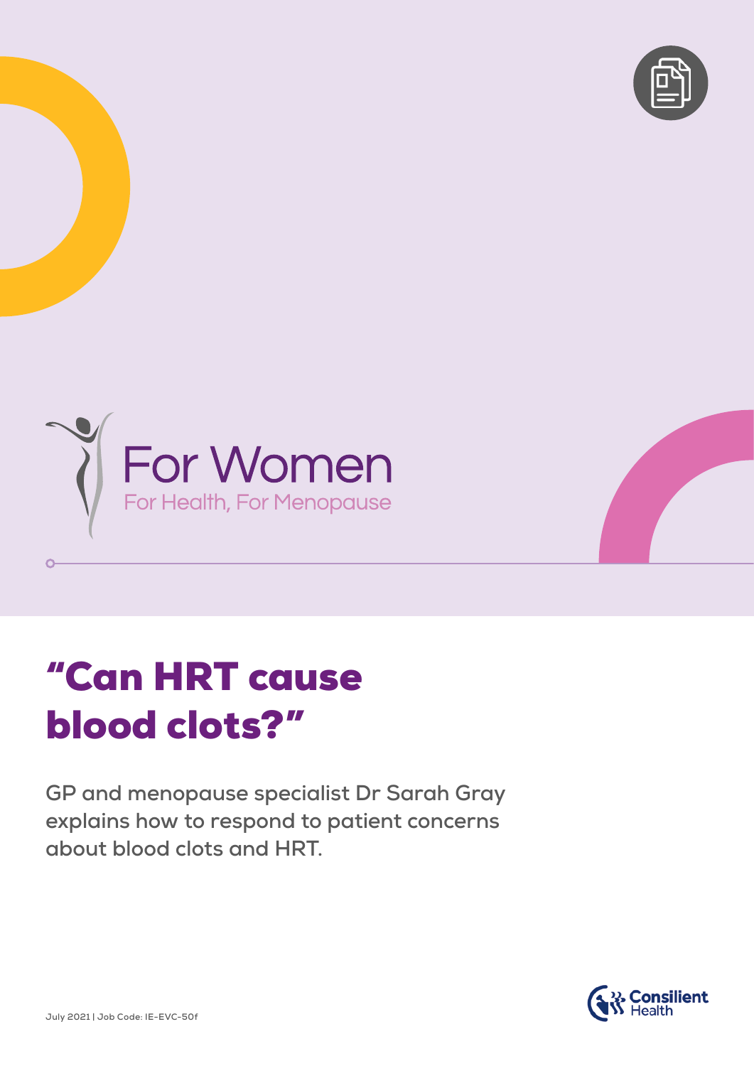For Women

For Health, For Menopause

# "Can HRT cause blood clots?"

**GP and menopause specialist Dr Sarah Gray explains how to respond to patient concerns about blood clots and HRT.**

Consilient Health

July 2021 | Job Code: IE-EVC-50f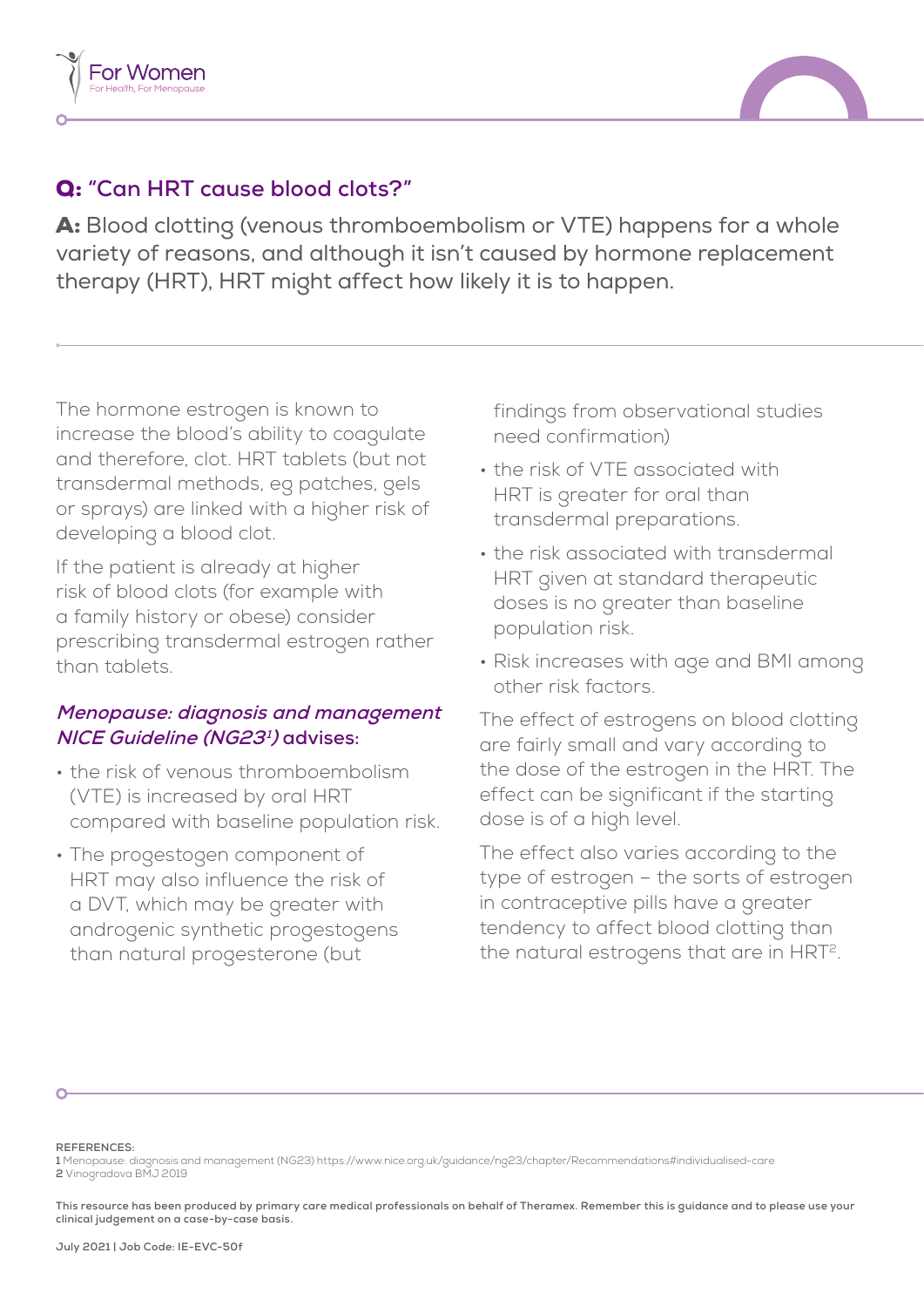## Q: "Can HRT cause blood clots?"

**A:** Blood clotting (venous thromboembolism or VTE) happens for a whole variety of reasons, and although it isn't caused by hormone replacement therapy (HRT), HRT might affect how likely it is to happen.

The hormone estrogen is known to increase the blood's ability to coagulate and therefore, clot. HRT tablets (but not transdermal methods, eg patches, gels or sprays) are linked with a higher risk of developing a blood clot.

If the patient is already at higher risk of blood clots (for example with a family history or obese) consider prescribing transdermal estrogen rather than tablets.

### *Menopause: diagnosis and management NICE Guideline (NG23[1])* advises:

- the risk of venous thromboembolism (VTE) is increased by oral HRT compared with baseline population risk.
- The progestogen component of HRT may also influence the risk of a DVT, which may be greater with androgenic synthetic progestogens than natural progesterone (but findings from observational studies need confirmation)
- the risk of VTE associated with HRT is greater for oral than transdermal preparations.
- the risk associated with transdermal HRT given at standard therapeutic doses is no greater than baseline population risk.
- Risk increases with age and BMI among other risk factors.

The effect of estrogens on blood clotting are fairly small and vary according to the dose of the estrogen in the HRT. The effect can be significant if the starting dose is of a high level.

The effect also varies according to the type of estrogen – the sorts of estrogen in contraceptive pills have a greater tendency to affect blood clotting than the natural estrogens that are in HRT[2].

**REFERENCES:**

**1** Menopause: diagnosis and management (NG23) https://www.nice.org.uk/guidance/ng23/chapter/Recommendations#individualised-care

**2** Vinogradova BMJ 2019

**This resource has been produced by primary care medical professionals on behalf of Theramex. Remember this is guidance and to please use your clinical judgement on a case-by-case basis.**

**July 2021 | Job Code: IE-EVC-50f**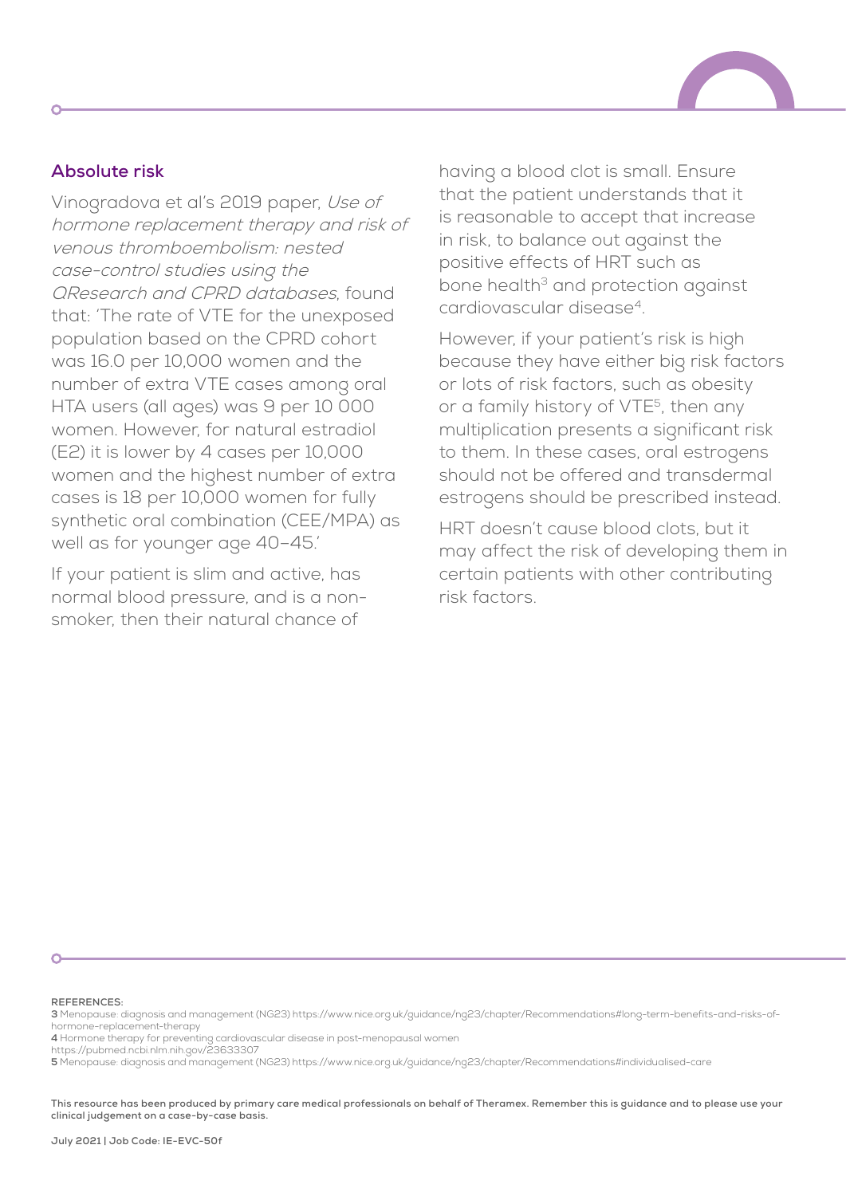## Absolute risk

Vinogradova et al's 2019 paper, *Use of hormone replacement therapy and risk of venous thromboembolism: nested case-control studies using the QResearch and CPRD databases*, found that: 'The rate of VTE for the unexposed population based on the CPRD cohort was 16.0 per 10,000 women and the number of extra VTE cases among oral HTA users (all ages) was 9 per 10 000 women. However, for natural estradiol (E2) it is lower by 4 cases per 10,000 women and the highest number of extra cases is 18 per 10,000 women for fully synthetic oral combination (CEE/MPA) as well as for younger age 40–45.'

If your patient is slim and active, has normal blood pressure, and is a non-smoker, then their natural chance of having a blood clot is small. Ensure that the patient understands that it is reasonable to accept that increase in risk, to balance out against the positive effects of HRT such as bone health[3] and protection against cardiovascular disease[4].

However, if your patient's risk is high because they have either big risk factors or lots of risk factors, such as obesity or a family history of VTE[5], then any multiplication presents a significant risk to them. In these cases, oral estrogens should not be offered and transdermal estrogens should be prescribed instead.

HRT doesn't cause blood clots, but it may affect the risk of developing them in certain patients with other contributing risk factors.

**REFERENCES:**

**3** Menopause: diagnosis and management (NG23) https://www.nice.org.uk/guidance/ng23/chapter/Recommendations#long-term-benefits-and-risks-of-hormone-replacement-therapy

**4** Hormone therapy for preventing cardiovascular disease in post-menopausal women https://pubmed.ncbi.nlm.nih.gov/23633307

**5** Menopause: diagnosis and management (NG23) https://www.nice.org.uk/guidance/ng23/chapter/Recommendations#individualised-care

**This resource has been produced by primary care medical professionals on behalf of Theramex. Remember this is guidance and to please use your clinical judgement on a case-by-case basis.**

**July 2021 | Job Code: IE-EVC-50f**